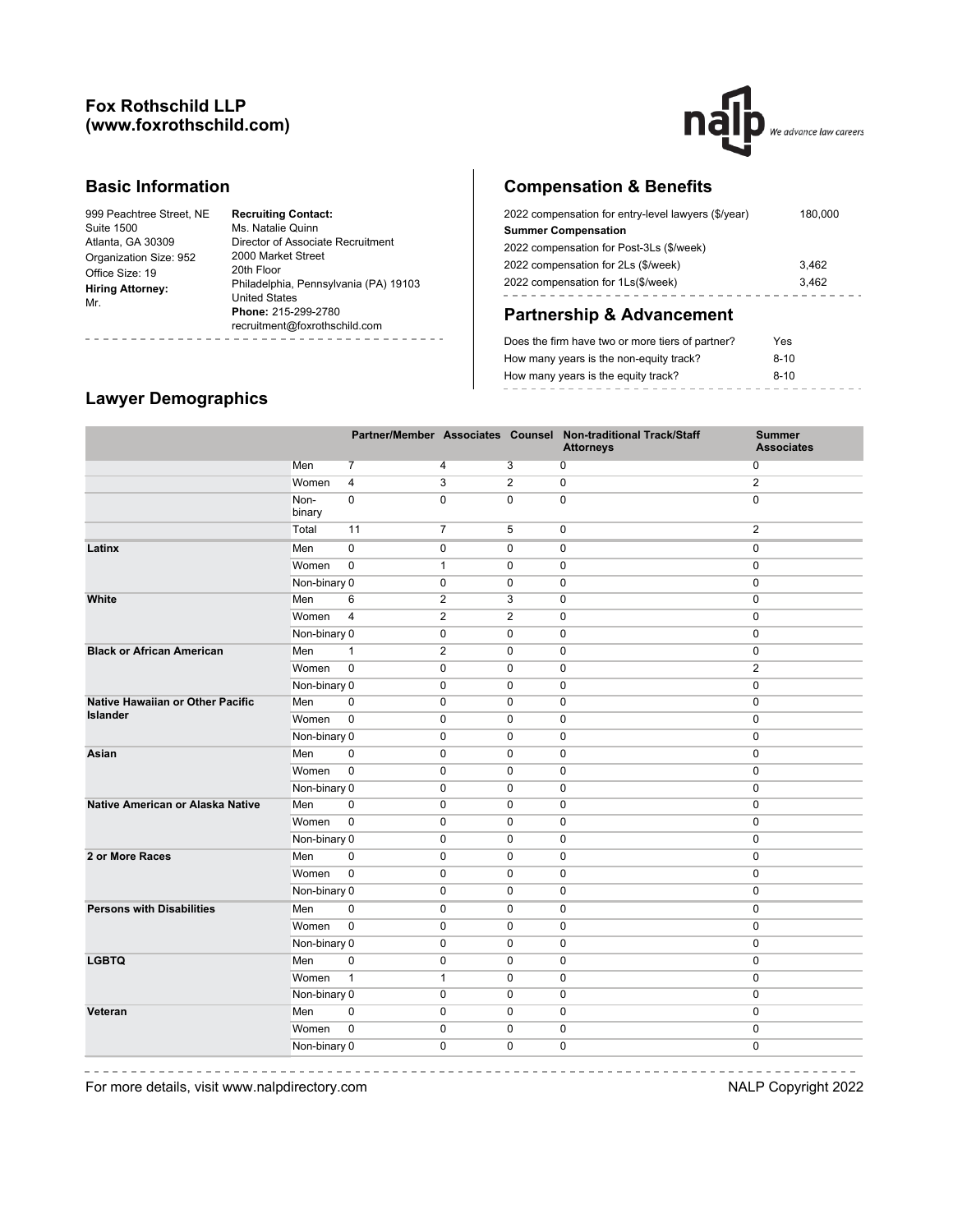# Fox Rothschild LLP
# (www.foxrothschild.com)

## Basic Information

999 Peachtree Street, NE
Suite 1500
Atlanta, GA 30309
Organization Size: 952
Office Size: 19

**Hiring Attorney:**
Mr.

**Recruiting Contact:**
Ms. Natalie Quinn
Director of Associate Recruitment
2000 Market Street
20th Floor
Philadelphia, Pennsylvania (PA) 19103
United States
**Phone:** 215-299-2780
recruitment@foxrothschild.com

## Compensation & Benefits

| | |
|---|---|
| 2022 compensation for entry-level lawyers ($/year) | 180,000 |
| **Summer Compensation** | |
| 2022 compensation for Post-3Ls ($/week) | |
| 2022 compensation for 2Ls ($/week) | 3,462 |
| 2022 compensation for 1Ls($/week) | 3,462 |

## Partnership & Advancement

| | |
|---|---|
| Does the firm have two or more tiers of partner? | Yes |
| How many years is the non-equity track? | 8-10 |
| How many years is the equity track? | 8-10 |

## Lawyer Demographics

| | | Partner/Member | Associates | Counsel | Non-traditional Track/Staff Attorneys | Summer Associates |
|---|---|---|---|---|---|---|
| | Men | 7 | 4 | 3 | 0 | 0 |
| | Women | 4 | 3 | 2 | 0 | 2 |
| | Non-binary | 0 | 0 | 0 | 0 | 0 |
| | Total | 11 | 7 | 5 | 0 | 2 |
| **Latinx** | Men | 0 | 0 | 0 | 0 | 0 |
| | Women | 0 | 1 | 0 | 0 | 0 |
| | Non-binary | 0 | 0 | 0 | 0 | 0 |
| **White** | Men | 6 | 2 | 3 | 0 | 0 |
| | Women | 4 | 2 | 2 | 0 | 0 |
| | Non-binary | 0 | 0 | 0 | 0 | 0 |
| **Black or African American** | Men | 1 | 2 | 0 | 0 | 0 |
| | Women | 0 | 0 | 0 | 0 | 2 |
| | Non-binary | 0 | 0 | 0 | 0 | 0 |
| **Native Hawaiian or Other Pacific Islander** | Men | 0 | 0 | 0 | 0 | 0 |
| | Women | 0 | 0 | 0 | 0 | 0 |
| | Non-binary | 0 | 0 | 0 | 0 | 0 |
| **Asian** | Men | 0 | 0 | 0 | 0 | 0 |
| | Women | 0 | 0 | 0 | 0 | 0 |
| | Non-binary | 0 | 0 | 0 | 0 | 0 |
| **Native American or Alaska Native** | Men | 0 | 0 | 0 | 0 | 0 |
| | Women | 0 | 0 | 0 | 0 | 0 |
| | Non-binary | 0 | 0 | 0 | 0 | 0 |
| **2 or More Races** | Men | 0 | 0 | 0 | 0 | 0 |
| | Women | 0 | 0 | 0 | 0 | 0 |
| | Non-binary | 0 | 0 | 0 | 0 | 0 |
| **Persons with Disabilities** | Men | 0 | 0 | 0 | 0 | 0 |
| | Women | 0 | 0 | 0 | 0 | 0 |
| | Non-binary | 0 | 0 | 0 | 0 | 0 |
| **LGBTQ** | Men | 0 | 0 | 0 | 0 | 0 |
| | Women | 1 | 1 | 0 | 0 | 0 |
| | Non-binary | 0 | 0 | 0 | 0 | 0 |
| **Veteran** | Men | 0 | 0 | 0 | 0 | 0 |
| | Women | 0 | 0 | 0 | 0 | 0 |
| | Non-binary | 0 | 0 | 0 | 0 | 0 |

For more details, visit www.nalpdirectory.com

NALP Copyright 2022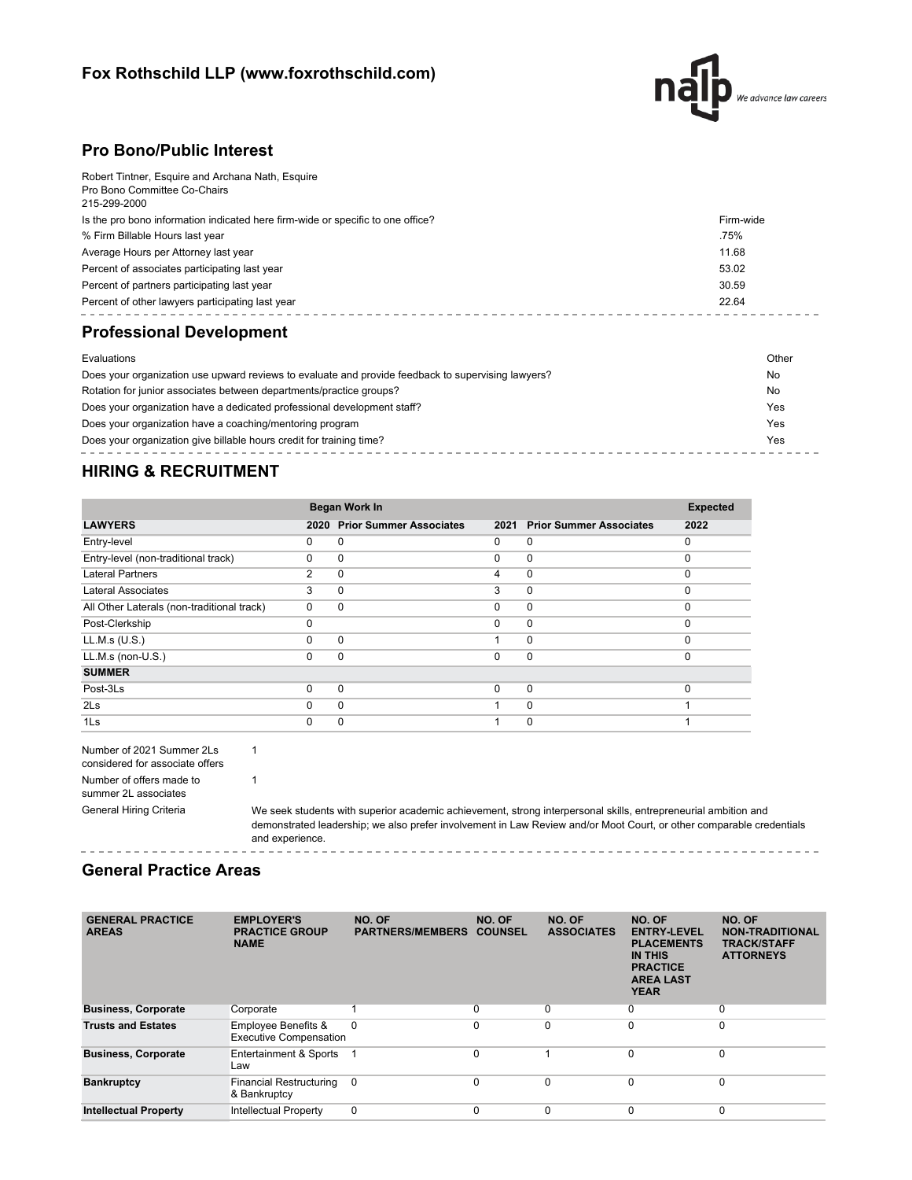## Fox Rothschild LLP (www.foxrothschild.com)

## Pro Bono/Public Interest

Robert Tintner, Esquire and Archana Nath, Esquire
Pro Bono Committee Co-Chairs
215-299-2000

| | |
|---|---|
| Is the pro bono information indicated here firm-wide or specific to one office? | Firm-wide |
| % Firm Billable Hours last year | .75% |
| Average Hours per Attorney last year | 11.68 |
| Percent of associates participating last year | 53.02 |
| Percent of partners participating last year | 30.59 |
| Percent of other lawyers participating last year | 22.64 |

## Professional Development

| | |
|---|---|
| Evaluations | Other |
| Does your organization use upward reviews to evaluate and provide feedback to supervising lawyers? | No |
| Rotation for junior associates between departments/practice groups? | No |
| Does your organization have a dedicated professional development staff? | Yes |
| Does your organization have a coaching/mentoring program | Yes |
| Does your organization give billable hours credit for training time? | Yes |

## HIRING & RECRUITMENT

| | Began Work In | | | | Expected |
|---|---|---|---|---|---|
| **LAWYERS** | **2020** | **Prior Summer Associates** | **2021** | **Prior Summer Associates** | **2022** |
| Entry-level | 0 | 0 | 0 | 0 | 0 |
| Entry-level (non-traditional track) | 0 | 0 | 0 | 0 | 0 |
| Lateral Partners | 2 | 0 | 4 | 0 | 0 |
| Lateral Associates | 3 | 0 | 3 | 0 | 0 |
| All Other Laterals (non-traditional track) | 0 | 0 | 0 | 0 | 0 |
| Post-Clerkship | 0 | | 0 | 0 | 0 |
| LL.M.s (U.S.) | 0 | 0 | 1 | 0 | 0 |
| LL.M.s (non-U.S.) | 0 | 0 | 0 | 0 | 0 |
| **SUMMER** | | | | | |
| Post-3Ls | 0 | 0 | 0 | 0 | 0 |
| 2Ls | 0 | 0 | 1 | 0 | 1 |
| 1Ls | 0 | 0 | 1 | 0 | 1 |

| | |
|---|---|
| Number of 2021 Summer 2Ls considered for associate offers | 1 |
| Number of offers made to summer 2L associates | 1 |
| General Hiring Criteria | We seek students with superior academic achievement, strong interpersonal skills, entrepreneurial ambition and demonstrated leadership; we also prefer involvement in Law Review and/or Moot Court, or other comparable credentials and experience. |

## General Practice Areas

| GENERAL PRACTICE AREAS | EMPLOYER'S PRACTICE GROUP NAME | NO. OF PARTNERS/MEMBERS | NO. OF COUNSEL | NO. OF ASSOCIATES | NO. OF ENTRY-LEVEL PLACEMENTS IN THIS PRACTICE AREA LAST YEAR | NO. OF NON-TRADITIONAL TRACK/STAFF ATTORNEYS |
|---|---|---|---|---|---|---|
| **Business, Corporate** | Corporate | 1 | 0 | 0 | 0 | 0 |
| **Trusts and Estates** | Employee Benefits & Executive Compensation | 0 | 0 | 0 | 0 | 0 |
| **Business, Corporate** | Entertainment & Sports Law | 1 | 0 | 1 | 0 | 0 |
| **Bankruptcy** | Financial Restructuring & Bankruptcy | 0 | 0 | 0 | 0 | 0 |
| **Intellectual Property** | Intellectual Property | 0 | 0 | 0 | 0 | 0 |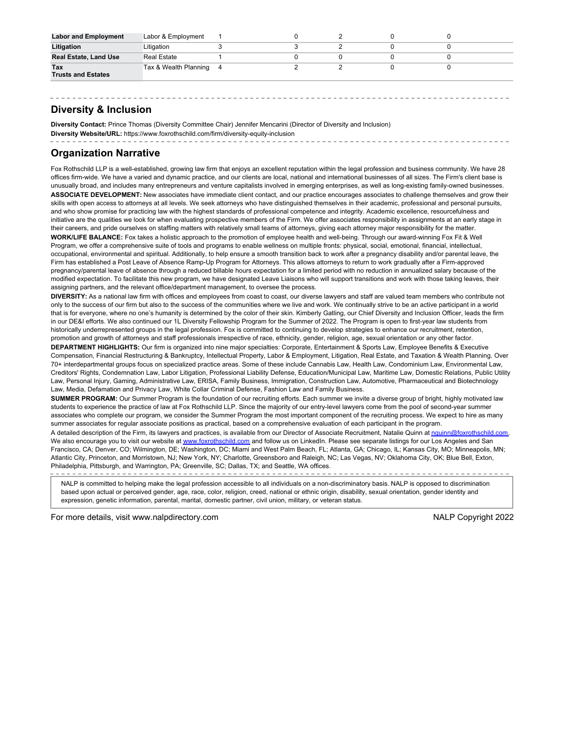| | | | | | | |
|---|---|---|---|---|---|---|
| **Labor and Employment** | Labor & Employment | 1 | 0 | 2 | 0 | 0 |
| **Litigation** | Litigation | 3 | 3 | 2 | 0 | 0 |
| **Real Estate, Land Use** | Real Estate | 1 | 0 | 0 | 0 | 0 |
| **Tax**<br>**Trusts and Estates** | Tax & Wealth Planning | 4 | 2 | 2 | 0 | 0 |

## Diversity & Inclusion

**Diversity Contact:** Prince Thomas (Diversity Committee Chair) Jennifer Mencarini (Director of Diversity and Inclusion)
**Diversity Website/URL:** https://www.foxrothschild.com/firm/diversity-equity-inclusion

## Organization Narrative

Fox Rothschild LLP is a well-established, growing law firm that enjoys an excellent reputation within the legal profession and business community. We have 28 offices firm-wide. We have a varied and dynamic practice, and our clients are local, national and international businesses of all sizes. The Firm's client base is unusually broad, and includes many entrepreneurs and venture capitalists involved in emerging enterprises, as well as long-existing family-owned businesses.

**ASSOCIATE DEVELOPMENT:** New associates have immediate client contact, and our practice encourages associates to challenge themselves and grow their skills with open access to attorneys at all levels. We seek attorneys who have distinguished themselves in their academic, professional and personal pursuits, and who show promise for practicing law with the highest standards of professional competence and integrity. Academic excellence, resourcefulness and initiative are the qualities we look for when evaluating prospective members of the Firm. We offer associates responsibility in assignments at an early stage in their careers, and pride ourselves on staffing matters with relatively small teams of attorneys, giving each attorney major responsibility for the matter.

**WORK/LIFE BALANCE:** Fox takes a holistic approach to the promotion of employee health and well-being. Through our award-winning Fox Fit & Well Program, we offer a comprehensive suite of tools and programs to enable wellness on multiple fronts: physical, social, emotional, financial, intellectual, occupational, environmental and spiritual. Additionally, to help ensure a smooth transition back to work after a pregnancy disability and/or parental leave, the Firm has established a Post Leave of Absence Ramp-Up Program for Attorneys. This allows attorneys to return to work gradually after a Firm-approved pregnancy/parental leave of absence through a reduced billable hours expectation for a limited period with no reduction in annualized salary because of the modified expectation. To facilitate this new program, we have designated Leave Liaisons who will support transitions and work with those taking leaves, their assigning partners, and the relevant office/department management, to oversee the process.

**DIVERSITY:** As a national law firm with offices and employees from coast to coast, our diverse lawyers and staff are valued team members who contribute not only to the success of our firm but also to the success of the communities where we live and work. We continually strive to be an active participant in a world that is for everyone, where no one's humanity is determined by the color of their skin. Kimberly Gatling, our Chief Diversity and Inclusion Officer, leads the firm in our DE&I efforts. We also continued our 1L Diversity Fellowship Program for the Summer of 2022. The Program is open to first-year law students from historically underrepresented groups in the legal profession. Fox is committed to continuing to develop strategies to enhance our recruitment, retention, promotion and growth of attorneys and staff professionals irrespective of race, ethnicity, gender, religion, age, sexual orientation or any other factor.

**DEPARTMENT HIGHLIGHTS:** Our firm is organized into nine major specialties: Corporate, Entertainment & Sports Law, Employee Benefits & Executive Compensation, Financial Restructuring & Bankruptcy, Intellectual Property, Labor & Employment, Litigation, Real Estate, and Taxation & Wealth Planning. Over 70+ interdepartmental groups focus on specialized practice areas. Some of these include Cannabis Law, Health Law, Condominium Law, Environmental Law, Creditors' Rights, Condemnation Law, Labor Litigation, Professional Liability Defense, Education/Municipal Law, Maritime Law, Domestic Relations, Public Utility Law, Personal Injury, Gaming, Administrative Law, ERISA, Family Business, Immigration, Construction Law, Automotive, Pharmaceutical and Biotechnology Law, Media, Defamation and Privacy Law, White Collar Criminal Defense, Fashion Law and Family Business.

**SUMMER PROGRAM:** Our Summer Program is the foundation of our recruiting efforts. Each summer we invite a diverse group of bright, highly motivated law students to experience the practice of law at Fox Rothschild LLP. Since the majority of our entry-level lawyers come from the pool of second-year summer associates who complete our program, we consider the Summer Program the most important component of the recruiting process. We expect to hire as many summer associates for regular associate positions as practical, based on a comprehensive evaluation of each participant in the program.

A detailed description of the Firm, its lawyers and practices, is available from our Director of Associate Recruitment, Natalie Quinn at nquinn@foxrothschild.com. We also encourage you to visit our website at www.foxrothschild.com and follow us on LinkedIn. Please see separate listings for our Los Angeles and San Francisco, CA; Denver, CO; Wilmington, DE; Washington, DC; Miami and West Palm Beach, FL; Atlanta, GA; Chicago, IL; Kansas City, MO; Minneapolis, MN; Atlantic City, Princeton, and Morristown, NJ; New York, NY; Charlotte, Greensboro and Raleigh, NC; Las Vegas, NV; Oklahoma City, OK; Blue Bell, Exton, Philadelphia, Pittsburgh, and Warrington, PA; Greenville, SC; Dallas, TX; and Seattle, WA offices.

NALP is committed to helping make the legal profession accessible to all individuals on a non-discriminatory basis. NALP is opposed to discrimination based upon actual or perceived gender, age, race, color, religion, creed, national or ethnic origin, disability, sexual orientation, gender identity and expression, genetic information, parental, marital, domestic partner, civil union, military, or veteran status.

For more details, visit www.nalpdirectory.com

NALP Copyright 2022